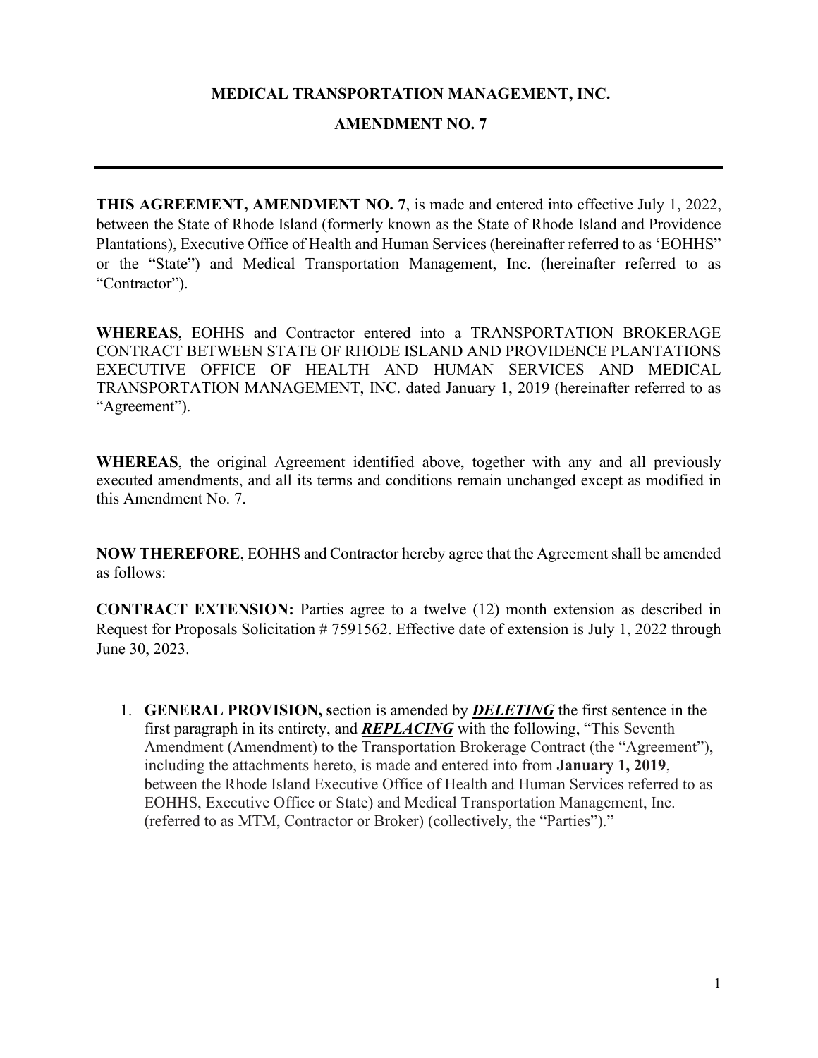# MEDICAL TRANSPORTATION MANAGEMENT, INC.

## AMENDMENT NO. 7

---

**THIS AGREEMENT, AMENDMENT NO. 7**, is made and entered into effective July 1, 2022, between the State of Rhode Island (formerly known as the State of Rhode Island and Providence Plantations), Executive Office of Health and Human Services (hereinafter referred to as 'EOHHS" or the "State") and Medical Transportation Management, Inc. (hereinafter referred to as "Contractor").

**WHEREAS**, EOHHS and Contractor entered into a TRANSPORTATION BROKERAGE CONTRACT BETWEEN STATE OF RHODE ISLAND AND PROVIDENCE PLANTATIONS EXECUTIVE OFFICE OF HEALTH AND HUMAN SERVICES AND MEDICAL TRANSPORTATION MANAGEMENT, INC. dated January 1, 2019 (hereinafter referred to as "Agreement").

**WHEREAS**, the original Agreement identified above, together with any and all previously executed amendments, and all its terms and conditions remain unchanged except as modified in this Amendment No. 7.

**NOW THEREFORE**, EOHHS and Contractor hereby agree that the Agreement shall be amended as follows:

**CONTRACT EXTENSION:** Parties agree to a twelve (12) month extension as described in Request for Proposals Solicitation # 7591562. Effective date of extension is July 1, 2022 through June 30, 2023.

1. **GENERAL PROVISION, s**ection is amended by ***DELETING*** the first sentence in the first paragraph in its entirety, and ***REPLACING*** with the following, "This Seventh Amendment (Amendment) to the Transportation Brokerage Contract (the "Agreement"), including the attachments hereto, is made and entered into from **January 1, 2019**, between the Rhode Island Executive Office of Health and Human Services referred to as EOHHS, Executive Office or State) and Medical Transportation Management, Inc. (referred to as MTM, Contractor or Broker) (collectively, the "Parties")."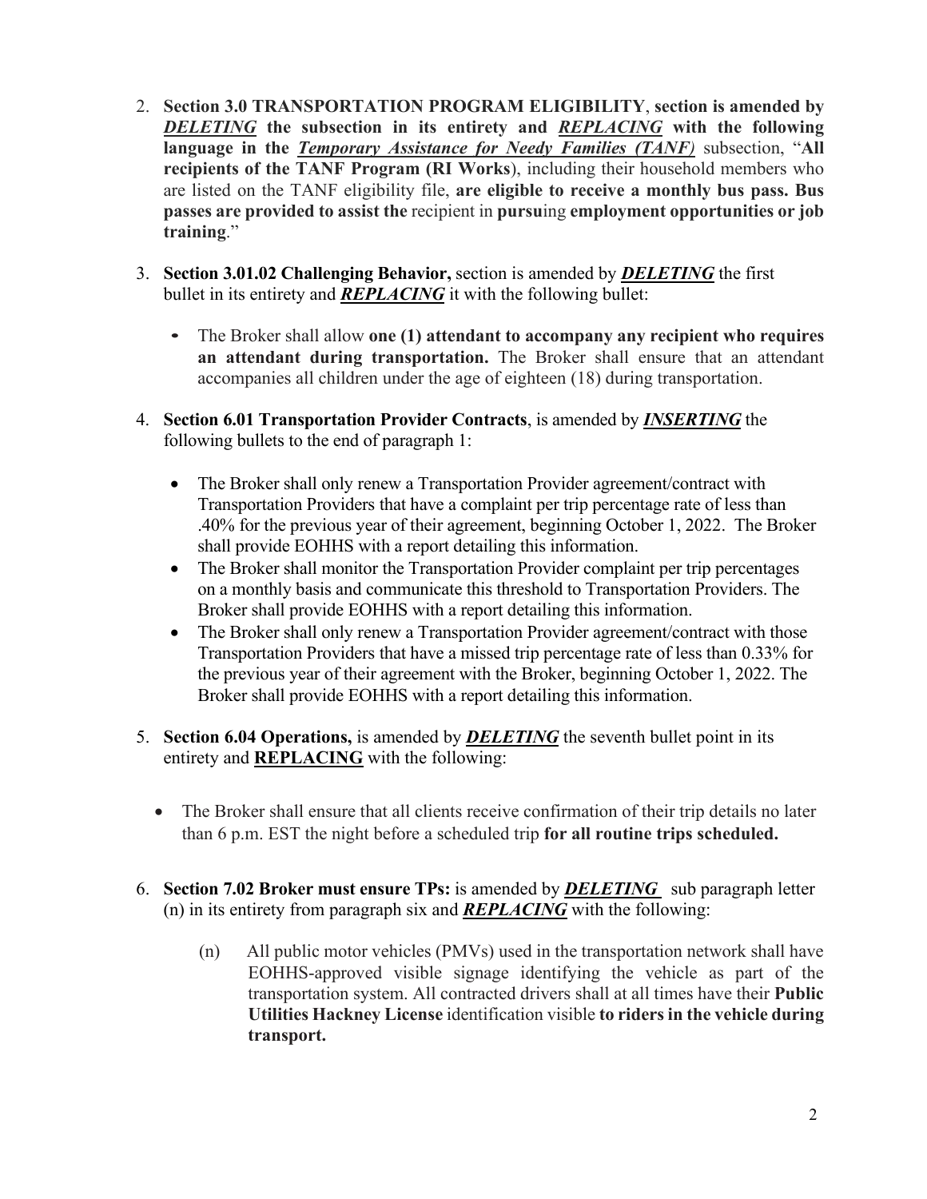2. **Section 3.0 TRANSPORTATION PROGRAM ELIGIBILITY**, **section is amended by** ***DELETING*** **the subsection in its entirety and** ***REPLACING*** **with the following language in the** ***Temporary Assistance for Needy Families (TANF)*** subsection, "**All recipients of the TANF Program (RI Works**), including their household members who are listed on the TANF eligibility file, **are eligible to receive a monthly bus pass. Bus passes are provided to assist the** recipient in **pursu**ing **employment opportunities or job training**."

3. **Section 3.01.02 Challenging Behavior,** section is amended by ***DELETING*** the first bullet in its entirety and ***REPLACING*** it with the following bullet:

   - The Broker shall allow **one (1) attendant to accompany any recipient who requires an attendant during transportation.** The Broker shall ensure that an attendant accompanies all children under the age of eighteen (18) during transportation.

4. **Section 6.01 Transportation Provider Contracts**, is amended by ***INSERTING*** the following bullets to the end of paragraph 1:

   - The Broker shall only renew a Transportation Provider agreement/contract with Transportation Providers that have a complaint per trip percentage rate of less than .40% for the previous year of their agreement, beginning October 1, 2022. The Broker shall provide EOHHS with a report detailing this information.
   - The Broker shall monitor the Transportation Provider complaint per trip percentages on a monthly basis and communicate this threshold to Transportation Providers. The Broker shall provide EOHHS with a report detailing this information.
   - The Broker shall only renew a Transportation Provider agreement/contract with those Transportation Providers that have a missed trip percentage rate of less than 0.33% for the previous year of their agreement with the Broker, beginning October 1, 2022. The Broker shall provide EOHHS with a report detailing this information.

5. **Section 6.04 Operations,** is amended by ***DELETING*** the seventh bullet point in its entirety and **REPLACING** with the following:

   - The Broker shall ensure that all clients receive confirmation of their trip details no later than 6 p.m. EST the night before a scheduled trip **for all routine trips scheduled.**

6. **Section 7.02 Broker must ensure TPs:** is amended by ***DELETING*** sub paragraph letter (n) in its entirety from paragraph six and ***REPLACING*** with the following:

   (n) All public motor vehicles (PMVs) used in the transportation network shall have EOHHS-approved visible signage identifying the vehicle as part of the transportation system. All contracted drivers shall at all times have their **Public Utilities Hackney License** identification visible **to riders in the vehicle during transport.**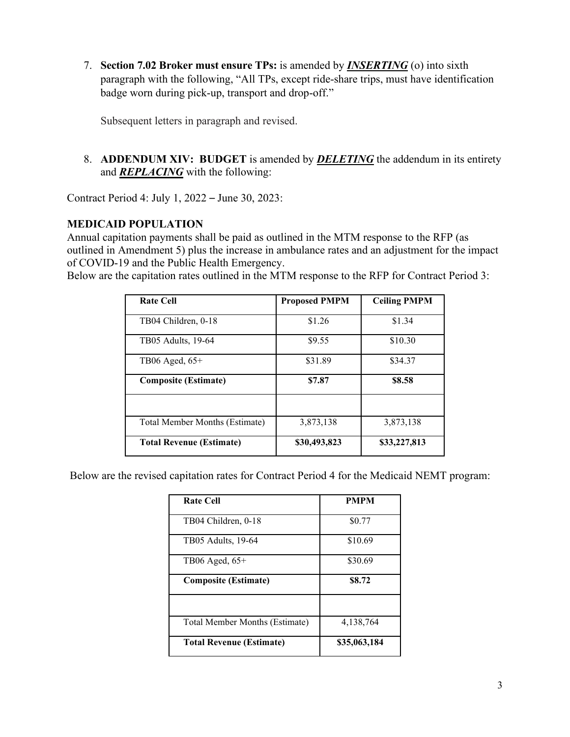7. **Section 7.02 Broker must ensure TPs:** is amended by ***INSERTING*** (o) into sixth paragraph with the following, "All TPs, except ride-share trips, must have identification badge worn during pick-up, transport and drop-off."

   Subsequent letters in paragraph and revised.

8. **ADDENDUM XIV: BUDGET** is amended by ***DELETING*** the addendum in its entirety and ***REPLACING*** with the following:

Contract Period 4: July 1, 2022 – June 30, 2023:

**MEDICAID POPULATION**

Annual capitation payments shall be paid as outlined in the MTM response to the RFP (as outlined in Amendment 5) plus the increase in ambulance rates and an adjustment for the impact of COVID-19 and the Public Health Emergency.

Below are the capitation rates outlined in the MTM response to the RFP for Contract Period 3:

| Rate Cell | Proposed PMPM | Ceiling PMPM |
|---|---|---|
| TB04 Children, 0-18 | $1.26 | $1.34 |
| TB05 Adults, 19-64 | $9.55 | $10.30 |
| TB06 Aged, 65+ | $31.89 | $34.37 |
| **Composite (Estimate)** | **$7.87** | **$8.58** |
| | | |
| Total Member Months (Estimate) | 3,873,138 | 3,873,138 |
| **Total Revenue (Estimate)** | **$30,493,823** | **$33,227,813** |

Below are the revised capitation rates for Contract Period 4 for the Medicaid NEMT program:

| Rate Cell | PMPM |
|---|---|
| TB04 Children, 0-18 | $0.77 |
| TB05 Adults, 19-64 | $10.69 |
| TB06 Aged, 65+ | $30.69 |
| **Composite (Estimate)** | **$8.72** |
| | |
| Total Member Months (Estimate) | 4,138,764 |
| **Total Revenue (Estimate)** | **$35,063,184** |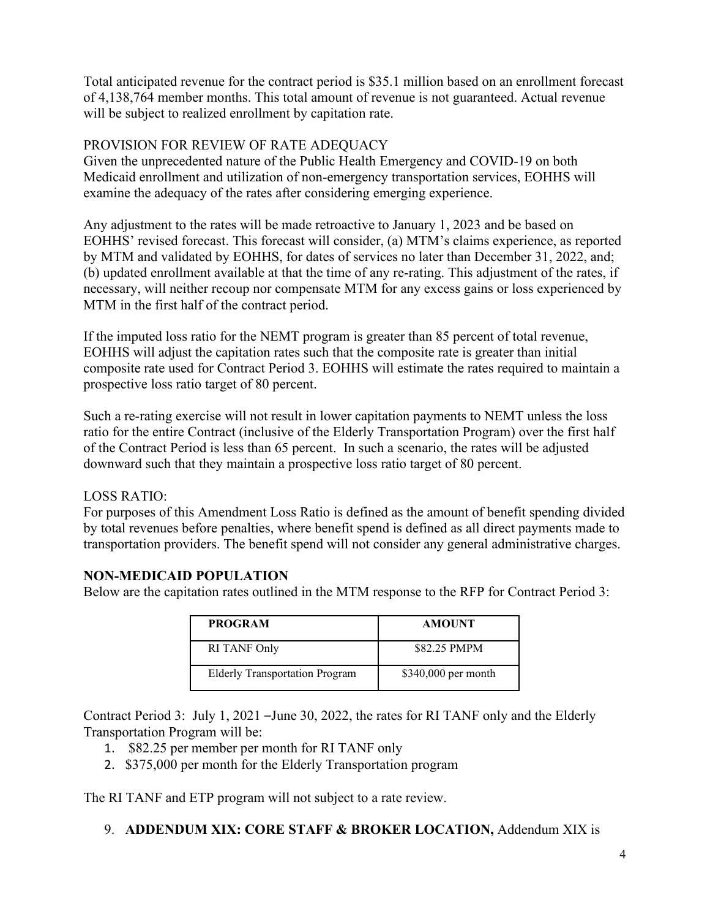Total anticipated revenue for the contract period is $35.1 million based on an enrollment forecast of 4,138,764 member months. This total amount of revenue is not guaranteed. Actual revenue will be subject to realized enrollment by capitation rate.

PROVISION FOR REVIEW OF RATE ADEQUACY

Given the unprecedented nature of the Public Health Emergency and COVID-19 on both Medicaid enrollment and utilization of non-emergency transportation services, EOHHS will examine the adequacy of the rates after considering emerging experience.

Any adjustment to the rates will be made retroactive to January 1, 2023 and be based on EOHHS' revised forecast. This forecast will consider, (a) MTM's claims experience, as reported by MTM and validated by EOHHS, for dates of services no later than December 31, 2022, and; (b) updated enrollment available at that the time of any re-rating. This adjustment of the rates, if necessary, will neither recoup nor compensate MTM for any excess gains or loss experienced by MTM in the first half of the contract period.

If the imputed loss ratio for the NEMT program is greater than 85 percent of total revenue, EOHHS will adjust the capitation rates such that the composite rate is greater than initial composite rate used for Contract Period 3. EOHHS will estimate the rates required to maintain a prospective loss ratio target of 80 percent.

Such a re-rating exercise will not result in lower capitation payments to NEMT unless the loss ratio for the entire Contract (inclusive of the Elderly Transportation Program) over the first half of the Contract Period is less than 65 percent. In such a scenario, the rates will be adjusted downward such that they maintain a prospective loss ratio target of 80 percent.

LOSS RATIO:

For purposes of this Amendment Loss Ratio is defined as the amount of benefit spending divided by total revenues before penalties, where benefit spend is defined as all direct payments made to transportation providers. The benefit spend will not consider any general administrative charges.

**NON-MEDICAID POPULATION**

Below are the capitation rates outlined in the MTM response to the RFP for Contract Period 3:

| PROGRAM | AMOUNT |
| --- | --- |
| RI TANF Only | $82.25 PMPM |
| Elderly Transportation Program | $340,000 per month |

Contract Period 3: July 1, 2021 –June 30, 2022, the rates for RI TANF only and the Elderly Transportation Program will be:

1. $82.25 per member per month for RI TANF only
2. $375,000 per month for the Elderly Transportation program

The RI TANF and ETP program will not subject to a rate review.

9. **ADDENDUM XIX: CORE STAFF & BROKER LOCATION,** Addendum XIX is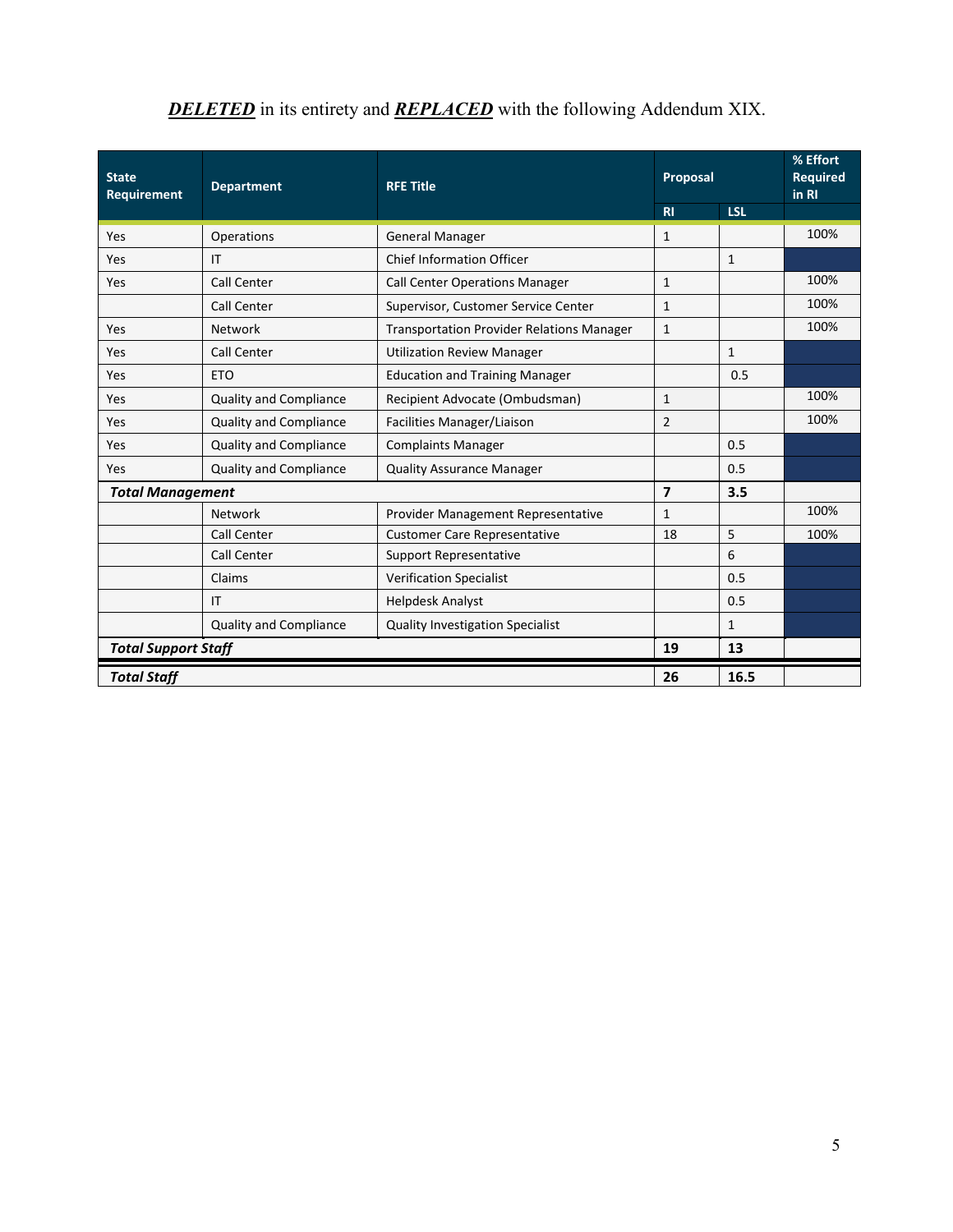***DELETED*** in its entirety and ***REPLACED*** with the following Addendum XIX.

| State Requirement | Department | RFE Title | Proposal | | % Effort Required in RI |
|---|---|---|---|---|---|
| | | | RI | LSL | |
| Yes | Operations | General Manager | 1 | | 100% |
| Yes | IT | Chief Information Officer | | 1 | |
| Yes | Call Center | Call Center Operations Manager | 1 | | 100% |
| | Call Center | Supervisor, Customer Service Center | 1 | | 100% |
| Yes | Network | Transportation Provider Relations Manager | 1 | | 100% |
| Yes | Call Center | Utilization Review Manager | | 1 | |
| Yes | ETO | Education and Training Manager | | 0.5 | |
| Yes | Quality and Compliance | Recipient Advocate (Ombudsman) | 1 | | 100% |
| Yes | Quality and Compliance | Facilities Manager/Liaison | 2 | | 100% |
| Yes | Quality and Compliance | Complaints Manager | | 0.5 | |
| Yes | Quality and Compliance | Quality Assurance Manager | | 0.5 | |
| ***Total Management*** | | | **7** | **3.5** | |
| | Network | Provider Management Representative | 1 | | 100% |
| | Call Center | Customer Care Representative | 18 | 5 | 100% |
| | Call Center | Support Representative | | 6 | |
| | Claims | Verification Specialist | | 0.5 | |
| | IT | Helpdesk Analyst | | 0.5 | |
| | Quality and Compliance | Quality Investigation Specialist | | 1 | |
| ***Total Support Staff*** | | | **19** | **13** | |
| ***Total Staff*** | | | **26** | **16.5** | |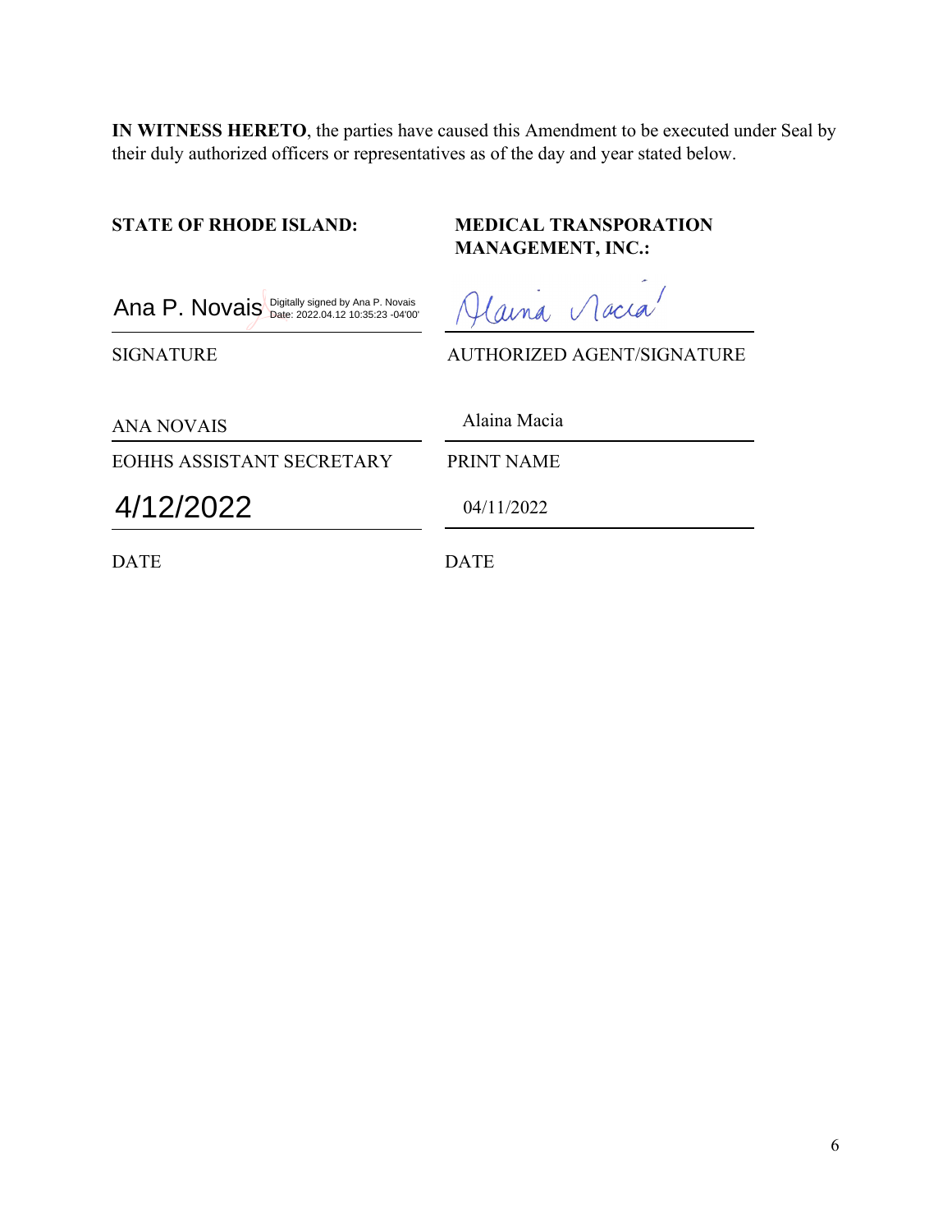**IN WITNESS HERETO**, the parties have caused this Amendment to be executed under Seal by their duly authorized officers or representatives as of the day and year stated below.

| | |
|---|---|
| **STATE OF RHODE ISLAND:** | **MEDICAL TRANSPORATION MANAGEMENT, INC.:** |
| Ana P. Novais Digitally signed by Ana P. Novais Date: 2022.04.12 10:35:23 -04'00' | Alaina Macia |
| SIGNATURE | AUTHORIZED AGENT/SIGNATURE |
| ANA NOVAIS | Alaina Macia |
| EOHHS ASSISTANT SECRETARY | PRINT NAME |
| 4/12/2022 | 04/11/2022 |
| DATE | DATE |